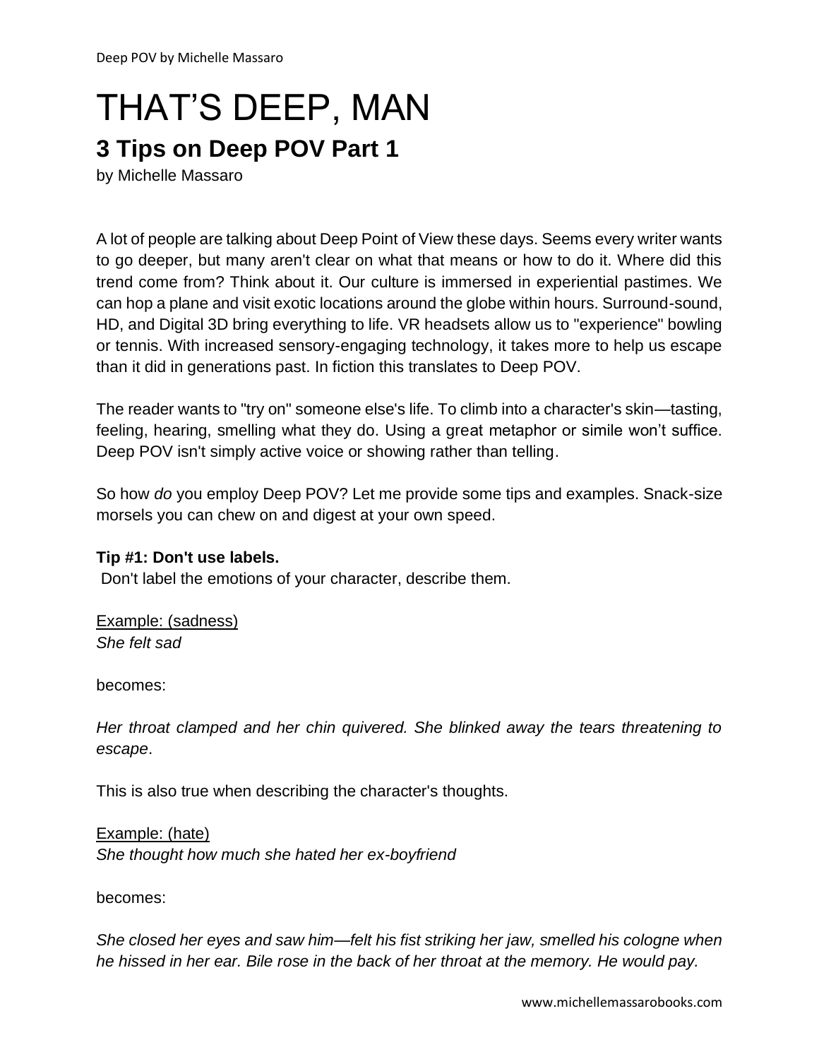# THAT'S DEEP, MAN

## 3 Tips on Deep POV Part 1

by Michelle Massaro

A lot of people are talking about Deep Point of View these days. Seems every writer wants to go deeper, but many aren't clear on what that means or how to do it. Where did this trend come from? Think about it. Our culture is immersed in experiential pastimes. We can hop a plane and visit exotic locations around the globe within hours. Surround-sound, HD, and Digital 3D bring everything to life. VR headsets allow us to "experience" bowling or tennis. With increased sensory-engaging technology, it takes more to help us escape than it did in generations past. In fiction this translates to Deep POV.

The reader wants to "try on" someone else's life. To climb into a character's skin—tasting, feeling, hearing, smelling what they do. Using a great metaphor or simile won't suffice. Deep POV isn't simply active voice or showing rather than telling.

So how *do* you employ Deep POV? Let me provide some tips and examples. Snack-size morsels you can chew on and digest at your own speed.

**Tip #1: Don't use labels.**

Don't label the emotions of your character, describe them.

<u>Example: (sadness)</u>
*She felt sad*

becomes:

*Her throat clamped and her chin quivered. She blinked away the tears threatening to escape*.

This is also true when describing the character's thoughts.

<u>Example: (hate)</u>
*She thought how much she hated her ex-boyfriend*

becomes:

*She closed her eyes and saw him—felt his fist striking her jaw, smelled his cologne when he hissed in her ear. Bile rose in the back of her throat at the memory. He would pay.*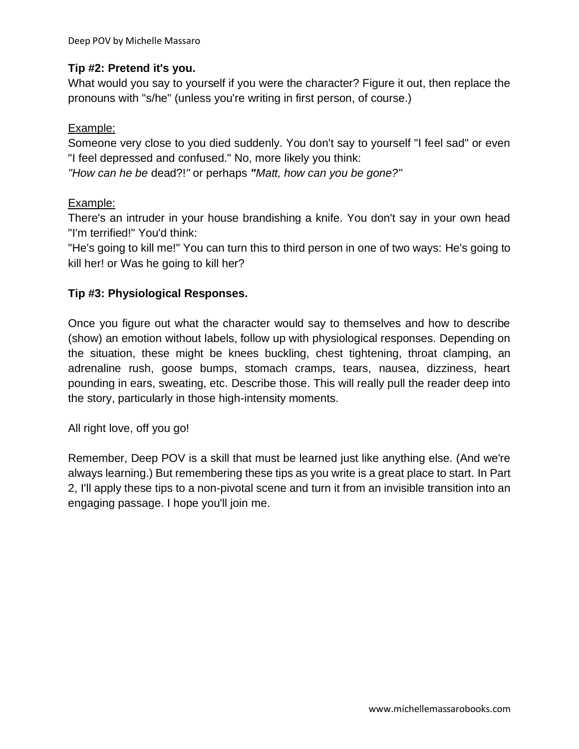**Tip #2: Pretend it's you.**

What would you say to yourself if you were the character? Figure it out, then replace the pronouns with "s/he" (unless you're writing in first person, of course.)

Example:

Someone very close to you died suddenly. You don't say to yourself "I feel sad" or even "I feel depressed and confused." No, more likely you think:

*"How can he be* dead?!*"* or perhaps ***"****Matt, how can you be gone?"*

Example:

There's an intruder in your house brandishing a knife. You don't say in your own head "I'm terrified!" You'd think:

"He's going to kill me!" You can turn this to third person in one of two ways: He's going to kill her! or Was he going to kill her?

**Tip #3: Physiological Responses.**

Once you figure out what the character would say to themselves and how to describe (show) an emotion without labels, follow up with physiological responses. Depending on the situation, these might be knees buckling, chest tightening, throat clamping, an adrenaline rush, goose bumps, stomach cramps, tears, nausea, dizziness, heart pounding in ears, sweating, etc. Describe those. This will really pull the reader deep into the story, particularly in those high-intensity moments.

All right love, off you go!

Remember, Deep POV is a skill that must be learned just like anything else. (And we're always learning.) But remembering these tips as you write is a great place to start. In Part 2, I'll apply these tips to a non-pivotal scene and turn it from an invisible transition into an engaging passage. I hope you'll join me.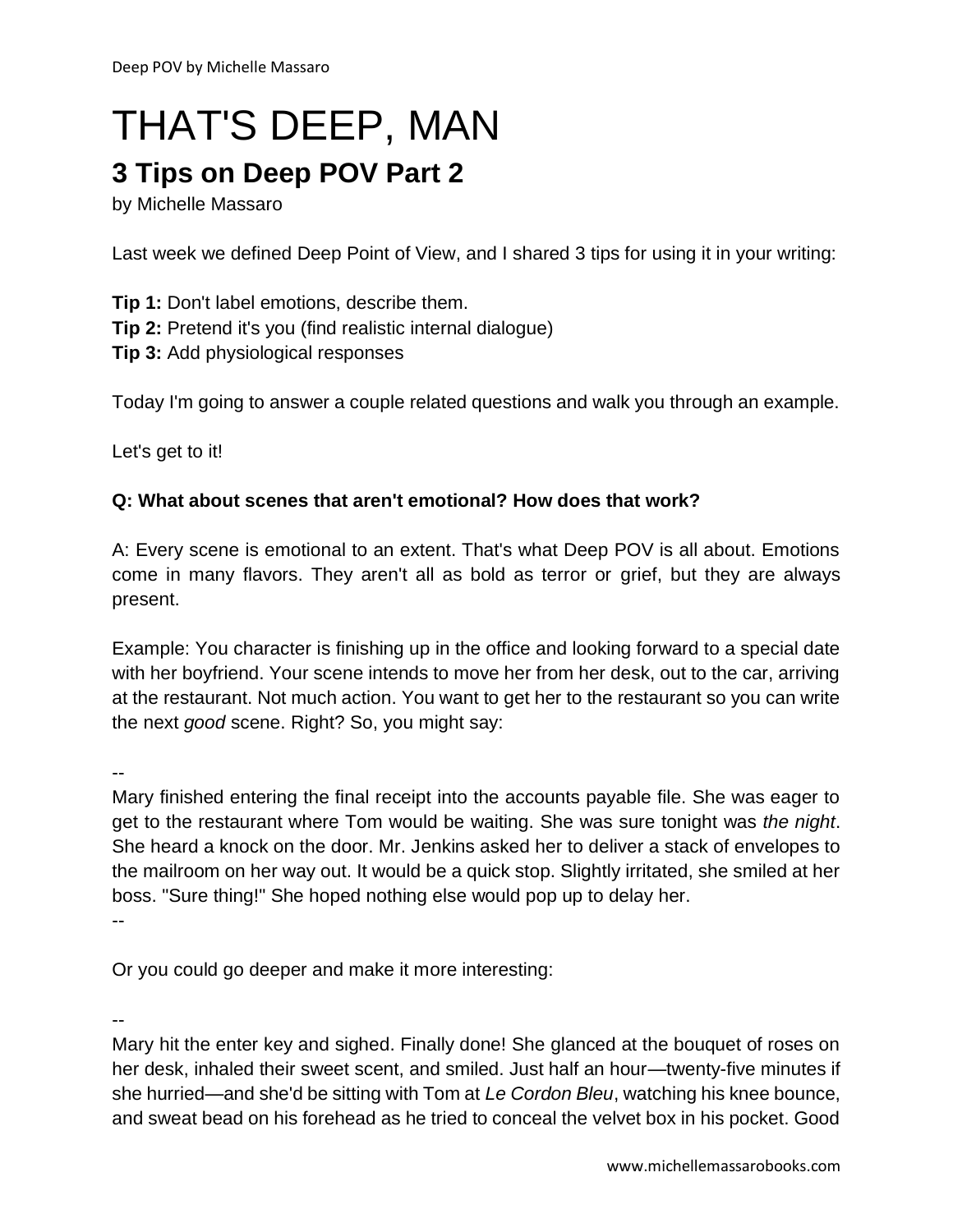# THAT'S DEEP, MAN

## 3 Tips on Deep POV Part 2

by Michelle Massaro

Last week we defined Deep Point of View, and I shared 3 tips for using it in your writing:

**Tip 1:** Don't label emotions, describe them.
**Tip 2:** Pretend it's you (find realistic internal dialogue)
**Tip 3:** Add physiological responses

Today I'm going to answer a couple related questions and walk you through an example.

Let's get to it!

**Q: What about scenes that aren't emotional? How does that work?**

A: Every scene is emotional to an extent. That's what Deep POV is all about. Emotions come in many flavors. They aren't all as bold as terror or grief, but they are always present.

Example: You character is finishing up in the office and looking forward to a special date with her boyfriend. Your scene intends to move her from her desk, out to the car, arriving at the restaurant. Not much action. You want to get her to the restaurant so you can write the next *good* scene. Right? So, you might say:

--
Mary finished entering the final receipt into the accounts payable file. She was eager to get to the restaurant where Tom would be waiting. She was sure tonight was *the night*. She heard a knock on the door. Mr. Jenkins asked her to deliver a stack of envelopes to the mailroom on her way out. It would be a quick stop. Slightly irritated, she smiled at her boss. "Sure thing!" She hoped nothing else would pop up to delay her.
--

Or you could go deeper and make it more interesting:

--
Mary hit the enter key and sighed. Finally done! She glanced at the bouquet of roses on her desk, inhaled their sweet scent, and smiled. Just half an hour—twenty-five minutes if she hurried—and she'd be sitting with Tom at *Le Cordon Bleu*, watching his knee bounce, and sweat bead on his forehead as he tried to conceal the velvet box in his pocket. Good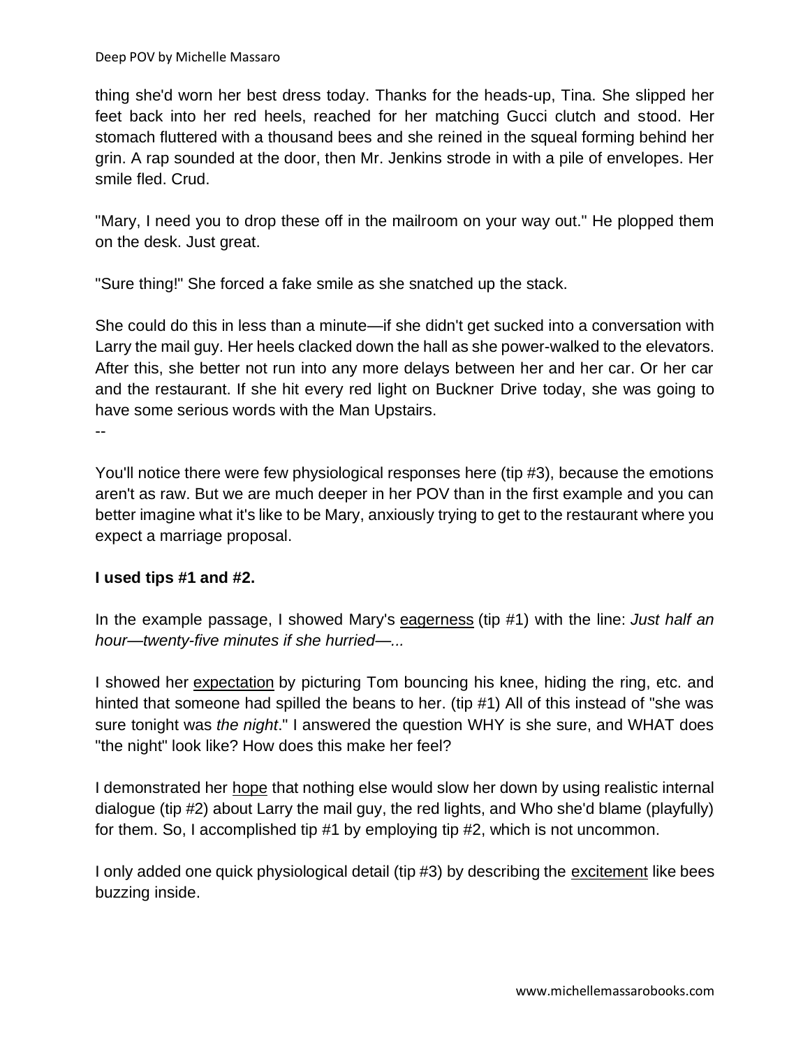thing she'd worn her best dress today. Thanks for the heads-up, Tina. She slipped her feet back into her red heels, reached for her matching Gucci clutch and stood. Her stomach fluttered with a thousand bees and she reined in the squeal forming behind her grin. A rap sounded at the door, then Mr. Jenkins strode in with a pile of envelopes. Her smile fled. Crud.

"Mary, I need you to drop these off in the mailroom on your way out." He plopped them on the desk. Just great.

"Sure thing!" She forced a fake smile as she snatched up the stack.

She could do this in less than a minute—if she didn't get sucked into a conversation with Larry the mail guy. Her heels clacked down the hall as she power-walked to the elevators. After this, she better not run into any more delays between her and her car. Or her car and the restaurant. If she hit every red light on Buckner Drive today, she was going to have some serious words with the Man Upstairs.

--

You'll notice there were few physiological responses here (tip #3), because the emotions aren't as raw. But we are much deeper in her POV than in the first example and you can better imagine what it's like to be Mary, anxiously trying to get to the restaurant where you expect a marriage proposal.

**I used tips #1 and #2.**

In the example passage, I showed Mary's <u>eagerness</u> (tip #1) with the line: *Just half an hour—twenty-five minutes if she hurried—...*

I showed her <u>expectation</u> by picturing Tom bouncing his knee, hiding the ring, etc. and hinted that someone had spilled the beans to her. (tip #1) All of this instead of "she was sure tonight was *the night*." I answered the question WHY is she sure, and WHAT does "the night" look like? How does this make her feel?

I demonstrated her <u>hope</u> that nothing else would slow her down by using realistic internal dialogue (tip #2) about Larry the mail guy, the red lights, and Who she'd blame (playfully) for them. So, I accomplished tip #1 by employing tip #2, which is not uncommon.

I only added one quick physiological detail (tip #3) by describing the <u>excitement</u> like bees buzzing inside.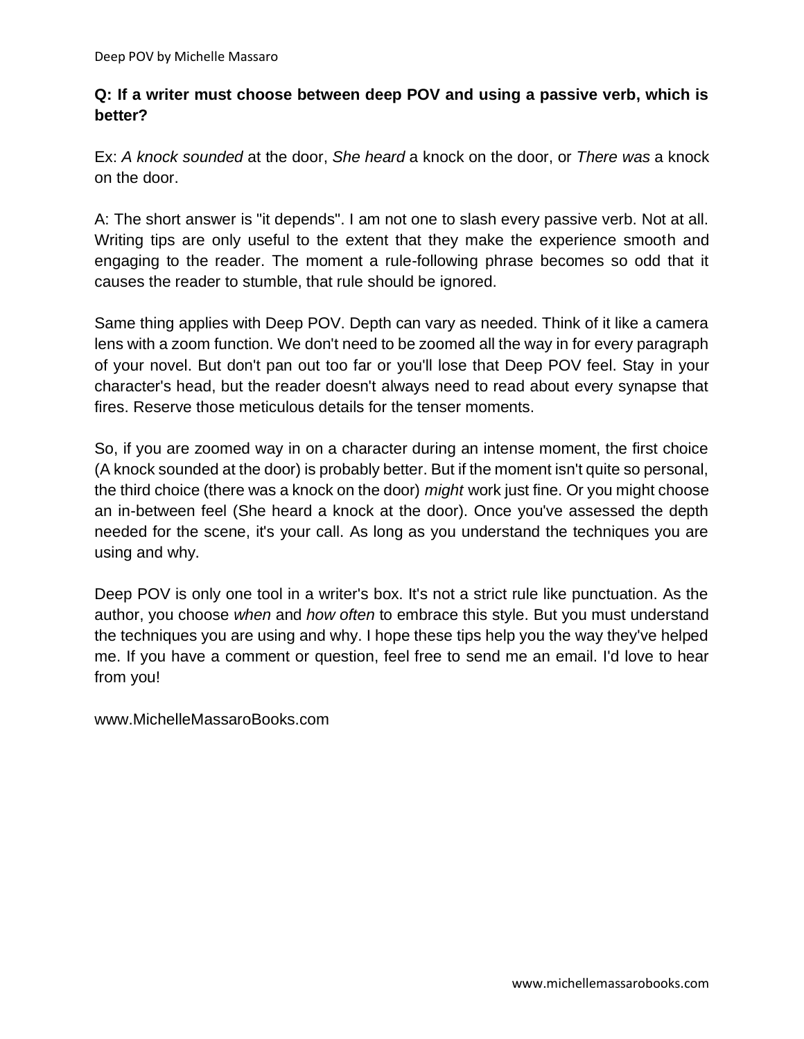**Q: If a writer must choose between deep POV and using a passive verb, which is better?**

Ex: *A knock sounded* at the door, *She heard* a knock on the door, or *There was* a knock on the door.

A: The short answer is "it depends". I am not one to slash every passive verb. Not at all. Writing tips are only useful to the extent that they make the experience smooth and engaging to the reader. The moment a rule-following phrase becomes so odd that it causes the reader to stumble, that rule should be ignored.

Same thing applies with Deep POV. Depth can vary as needed. Think of it like a camera lens with a zoom function. We don't need to be zoomed all the way in for every paragraph of your novel. But don't pan out too far or you'll lose that Deep POV feel. Stay in your character's head, but the reader doesn't always need to read about every synapse that fires. Reserve those meticulous details for the tenser moments.

So, if you are zoomed way in on a character during an intense moment, the first choice (A knock sounded at the door) is probably better. But if the moment isn't quite so personal, the third choice (there was a knock on the door) *might* work just fine. Or you might choose an in-between feel (She heard a knock at the door). Once you've assessed the depth needed for the scene, it's your call. As long as you understand the techniques you are using and why.

Deep POV is only one tool in a writer's box. It's not a strict rule like punctuation. As the author, you choose *when* and *how often* to embrace this style. But you must understand the techniques you are using and why. I hope these tips help you the way they've helped me. If you have a comment or question, feel free to send me an email. I'd love to hear from you!

www.MichelleMassaroBooks.com